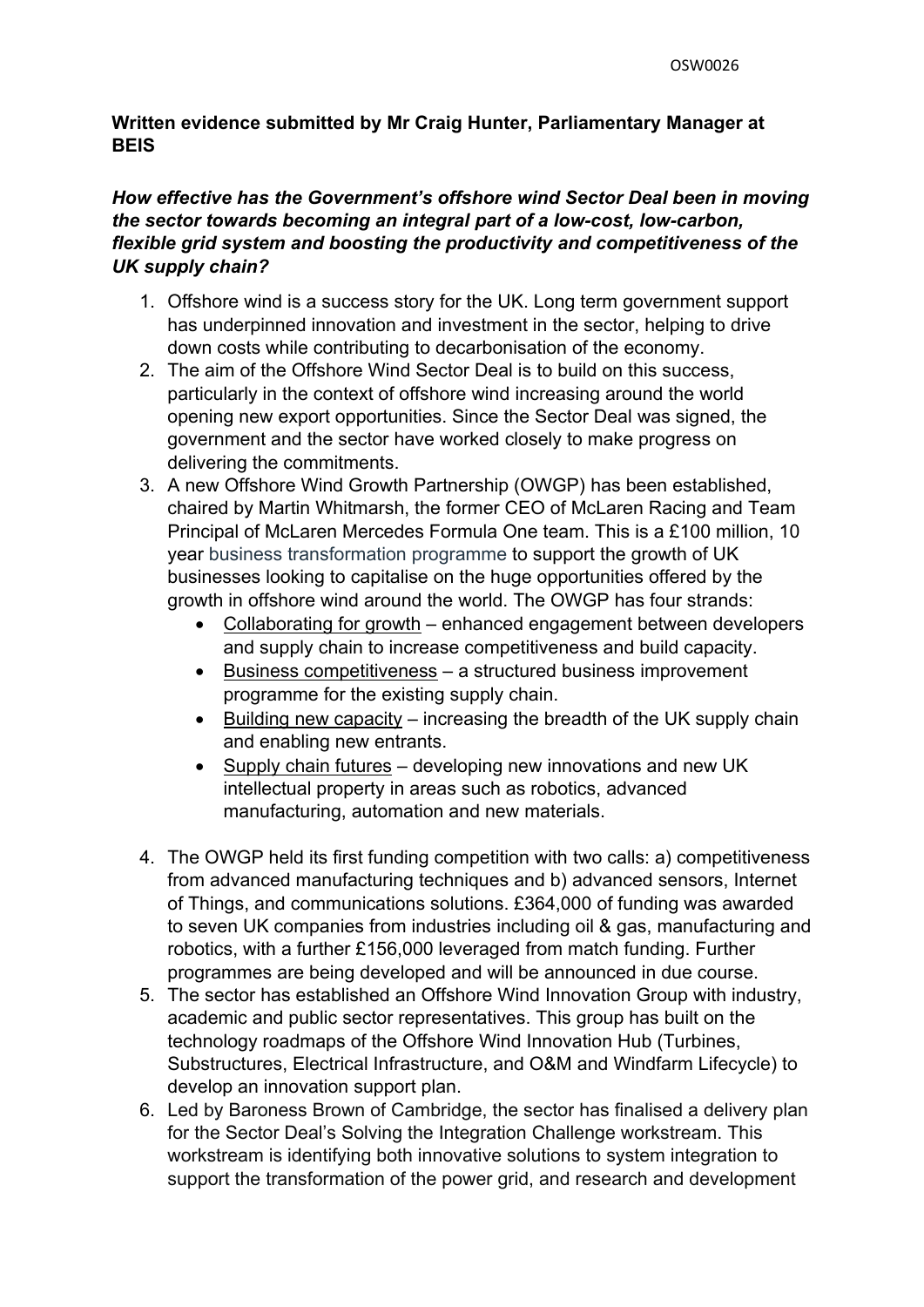**Written evidence submitted by Mr Craig Hunter, Parliamentary Manager at BEIS**

***How effective has the Government's offshore wind Sector Deal been in moving the sector towards becoming an integral part of a low-cost, low-carbon, flexible grid system and boosting the productivity and competitiveness of the UK supply chain?***

1. Offshore wind is a success story for the UK. Long term government support has underpinned innovation and investment in the sector, helping to drive down costs while contributing to decarbonisation of the economy.
2. The aim of the Offshore Wind Sector Deal is to build on this success, particularly in the context of offshore wind increasing around the world opening new export opportunities. Since the Sector Deal was signed, the government and the sector have worked closely to make progress on delivering the commitments.
3. A new Offshore Wind Growth Partnership (OWGP) has been established, chaired by Martin Whitmarsh, the former CEO of McLaren Racing and Team Principal of McLaren Mercedes Formula One team. This is a £100 million, 10 year business transformation programme to support the growth of UK businesses looking to capitalise on the huge opportunities offered by the growth in offshore wind around the world. The OWGP has four strands:
   - Collaborating for growth – enhanced engagement between developers and supply chain to increase competitiveness and build capacity.
   - Business competitiveness – a structured business improvement programme for the existing supply chain.
   - Building new capacity – increasing the breadth of the UK supply chain and enabling new entrants.
   - Supply chain futures – developing new innovations and new UK intellectual property in areas such as robotics, advanced manufacturing, automation and new materials.
4. The OWGP held its first funding competition with two calls: a) competitiveness from advanced manufacturing techniques and b) advanced sensors, Internet of Things, and communications solutions. £364,000 of funding was awarded to seven UK companies from industries including oil & gas, manufacturing and robotics, with a further £156,000 leveraged from match funding. Further programmes are being developed and will be announced in due course.
5. The sector has established an Offshore Wind Innovation Group with industry, academic and public sector representatives. This group has built on the technology roadmaps of the Offshore Wind Innovation Hub (Turbines, Substructures, Electrical Infrastructure, and O&M and Windfarm Lifecycle) to develop an innovation support plan.
6. Led by Baroness Brown of Cambridge, the sector has finalised a delivery plan for the Sector Deal's Solving the Integration Challenge workstream. This workstream is identifying both innovative solutions to system integration to support the transformation of the power grid, and research and development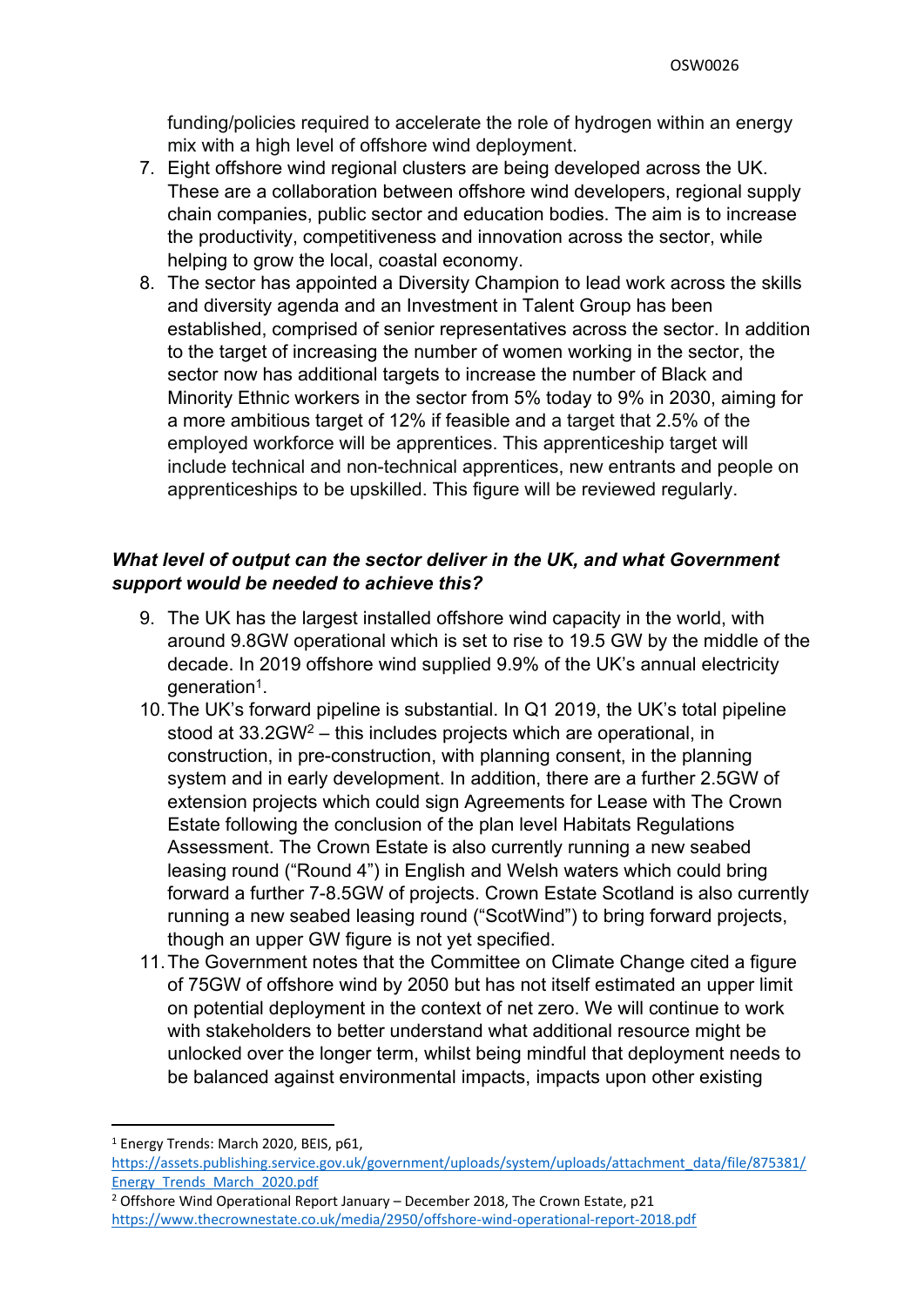funding/policies required to accelerate the role of hydrogen within an energy mix with a high level of offshore wind deployment.

7. Eight offshore wind regional clusters are being developed across the UK. These are a collaboration between offshore wind developers, regional supply chain companies, public sector and education bodies. The aim is to increase the productivity, competitiveness and innovation across the sector, while helping to grow the local, coastal economy.
8. The sector has appointed a Diversity Champion to lead work across the skills and diversity agenda and an Investment in Talent Group has been established, comprised of senior representatives across the sector. In addition to the target of increasing the number of women working in the sector, the sector now has additional targets to increase the number of Black and Minority Ethnic workers in the sector from 5% today to 9% in 2030, aiming for a more ambitious target of 12% if feasible and a target that 2.5% of the employed workforce will be apprentices. This apprenticeship target will include technical and non-technical apprentices, new entrants and people on apprenticeships to be upskilled. This figure will be reviewed regularly.

***What level of output can the sector deliver in the UK, and what Government support would be needed to achieve this?***

9. The UK has the largest installed offshore wind capacity in the world, with around 9.8GW operational which is set to rise to 19.5 GW by the middle of the decade. In 2019 offshore wind supplied 9.9% of the UK's annual electricity generation[1].
10. The UK's forward pipeline is substantial. In Q1 2019, the UK's total pipeline stood at 33.2GW[2] – this includes projects which are operational, in construction, in pre-construction, with planning consent, in the planning system and in early development. In addition, there are a further 2.5GW of extension projects which could sign Agreements for Lease with The Crown Estate following the conclusion of the plan level Habitats Regulations Assessment. The Crown Estate is also currently running a new seabed leasing round ("Round 4") in English and Welsh waters which could bring forward a further 7-8.5GW of projects. Crown Estate Scotland is also currently running a new seabed leasing round ("ScotWind") to bring forward projects, though an upper GW figure is not yet specified.
11. The Government notes that the Committee on Climate Change cited a figure of 75GW of offshore wind by 2050 but has not itself estimated an upper limit on potential deployment in the context of net zero. We will continue to work with stakeholders to better understand what additional resource might be unlocked over the longer term, whilst being mindful that deployment needs to be balanced against environmental impacts, impacts upon other existing

---

[1] Energy Trends: March 2020, BEIS, p61, https://assets.publishing.service.gov.uk/government/uploads/system/uploads/attachment_data/file/875381/Energy_Trends_March_2020.pdf

[2] Offshore Wind Operational Report January – December 2018, The Crown Estate, p21 https://www.thecrownestate.co.uk/media/2950/offshore-wind-operational-report-2018.pdf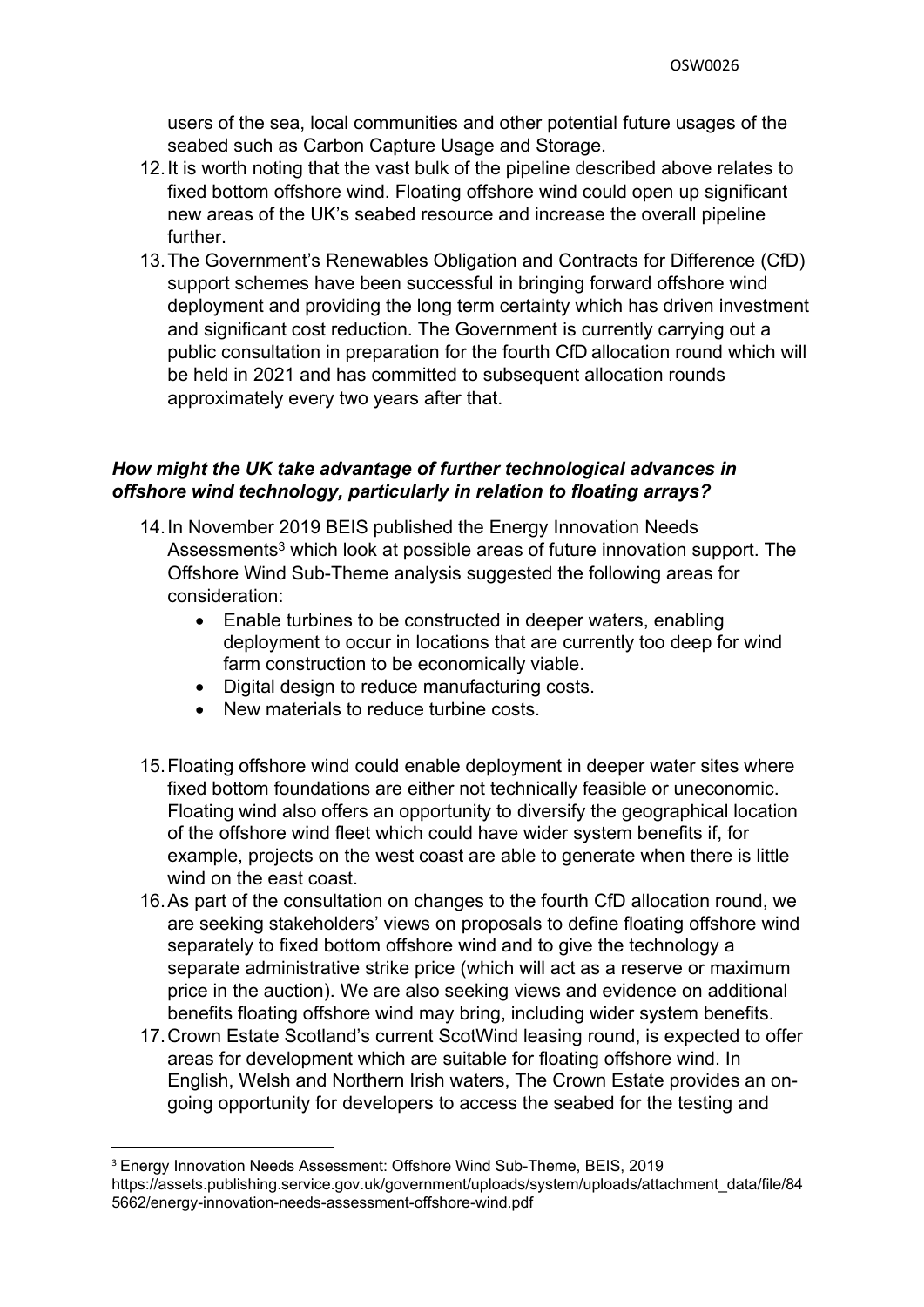users of the sea, local communities and other potential future usages of the seabed such as Carbon Capture Usage and Storage.

12. It is worth noting that the vast bulk of the pipeline described above relates to fixed bottom offshore wind. Floating offshore wind could open up significant new areas of the UK's seabed resource and increase the overall pipeline further.
13. The Government's Renewables Obligation and Contracts for Difference (CfD) support schemes have been successful in bringing forward offshore wind deployment and providing the long term certainty which has driven investment and significant cost reduction. The Government is currently carrying out a public consultation in preparation for the fourth CfD allocation round which will be held in 2021 and has committed to subsequent allocation rounds approximately every two years after that.

***How might the UK take advantage of further technological advances in offshore wind technology, particularly in relation to floating arrays?***

14. In November 2019 BEIS published the Energy Innovation Needs Assessments[3] which look at possible areas of future innovation support. The Offshore Wind Sub-Theme analysis suggested the following areas for consideration:
    - Enable turbines to be constructed in deeper waters, enabling deployment to occur in locations that are currently too deep for wind farm construction to be economically viable.
    - Digital design to reduce manufacturing costs.
    - New materials to reduce turbine costs.
15. Floating offshore wind could enable deployment in deeper water sites where fixed bottom foundations are either not technically feasible or uneconomic. Floating wind also offers an opportunity to diversify the geographical location of the offshore wind fleet which could have wider system benefits if, for example, projects on the west coast are able to generate when there is little wind on the east coast.
16. As part of the consultation on changes to the fourth CfD allocation round, we are seeking stakeholders' views on proposals to define floating offshore wind separately to fixed bottom offshore wind and to give the technology a separate administrative strike price (which will act as a reserve or maximum price in the auction). We are also seeking views and evidence on additional benefits floating offshore wind may bring, including wider system benefits.
17. Crown Estate Scotland's current ScotWind leasing round, is expected to offer areas for development which are suitable for floating offshore wind. In English, Welsh and Northern Irish waters, The Crown Estate provides an on-going opportunity for developers to access the seabed for the testing and

[3] Energy Innovation Needs Assessment: Offshore Wind Sub-Theme, BEIS, 2019 https://assets.publishing.service.gov.uk/government/uploads/system/uploads/attachment_data/file/845662/energy-innovation-needs-assessment-offshore-wind.pdf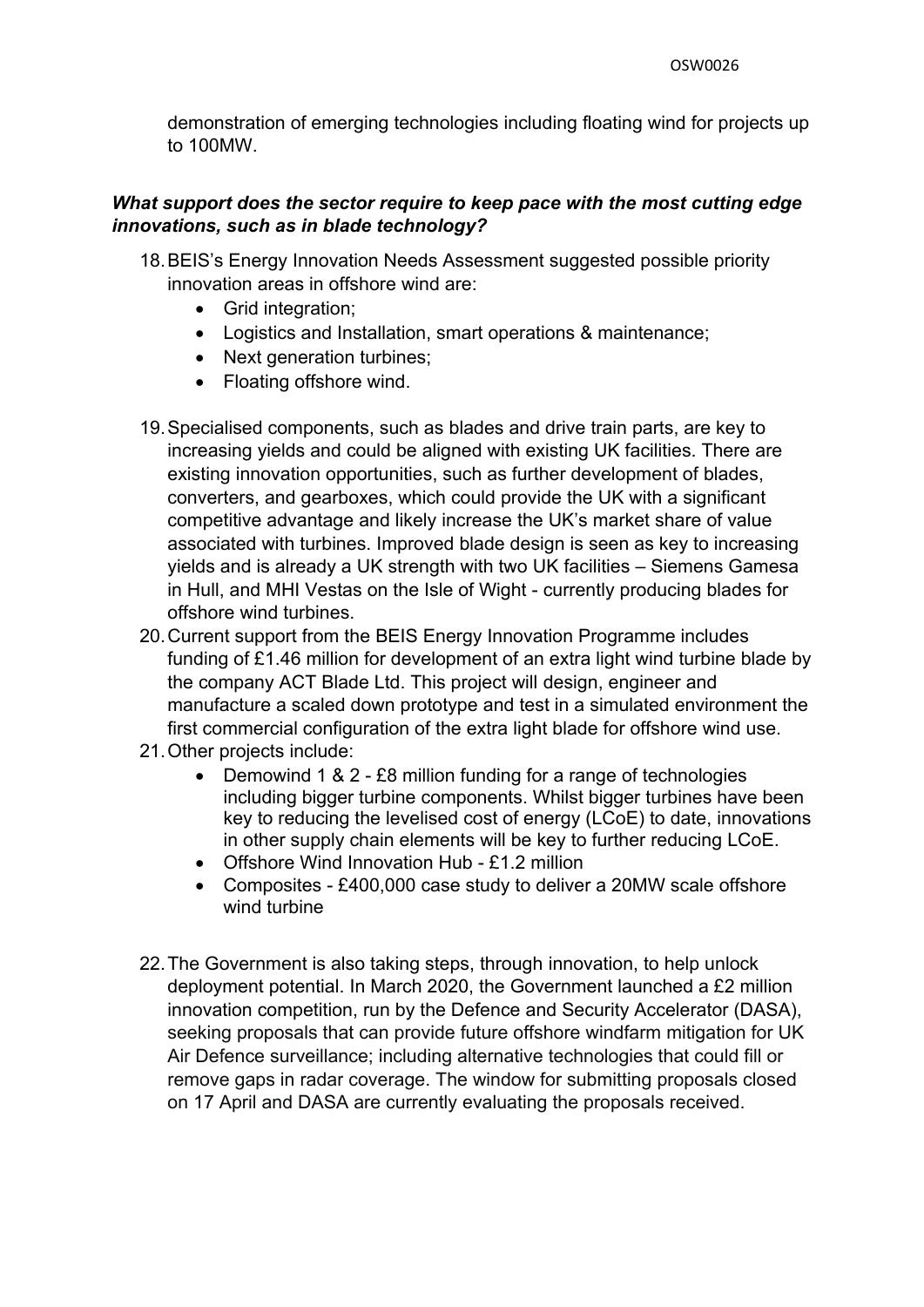demonstration of emerging technologies including floating wind for projects up to 100MW.

***What support does the sector require to keep pace with the most cutting edge innovations, such as in blade technology?***

18. BEIS's Energy Innovation Needs Assessment suggested possible priority innovation areas in offshore wind are:
    - Grid integration;
    - Logistics and Installation, smart operations & maintenance;
    - Next generation turbines;
    - Floating offshore wind.

19. Specialised components, such as blades and drive train parts, are key to increasing yields and could be aligned with existing UK facilities. There are existing innovation opportunities, such as further development of blades, converters, and gearboxes, which could provide the UK with a significant competitive advantage and likely increase the UK's market share of value associated with turbines. Improved blade design is seen as key to increasing yields and is already a UK strength with two UK facilities – Siemens Gamesa in Hull, and MHI Vestas on the Isle of Wight - currently producing blades for offshore wind turbines.
20. Current support from the BEIS Energy Innovation Programme includes funding of £1.46 million for development of an extra light wind turbine blade by the company ACT Blade Ltd. This project will design, engineer and manufacture a scaled down prototype and test in a simulated environment the first commercial configuration of the extra light blade for offshore wind use.
21. Other projects include:
    - Demowind 1 & 2 - £8 million funding for a range of technologies including bigger turbine components. Whilst bigger turbines have been key to reducing the levelised cost of energy (LCoE) to date, innovations in other supply chain elements will be key to further reducing LCoE.
    - Offshore Wind Innovation Hub - £1.2 million
    - Composites - £400,000 case study to deliver a 20MW scale offshore wind turbine

22. The Government is also taking steps, through innovation, to help unlock deployment potential. In March 2020, the Government launched a £2 million innovation competition, run by the Defence and Security Accelerator (DASA), seeking proposals that can provide future offshore windfarm mitigation for UK Air Defence surveillance; including alternative technologies that could fill or remove gaps in radar coverage. The window for submitting proposals closed on 17 April and DASA are currently evaluating the proposals received.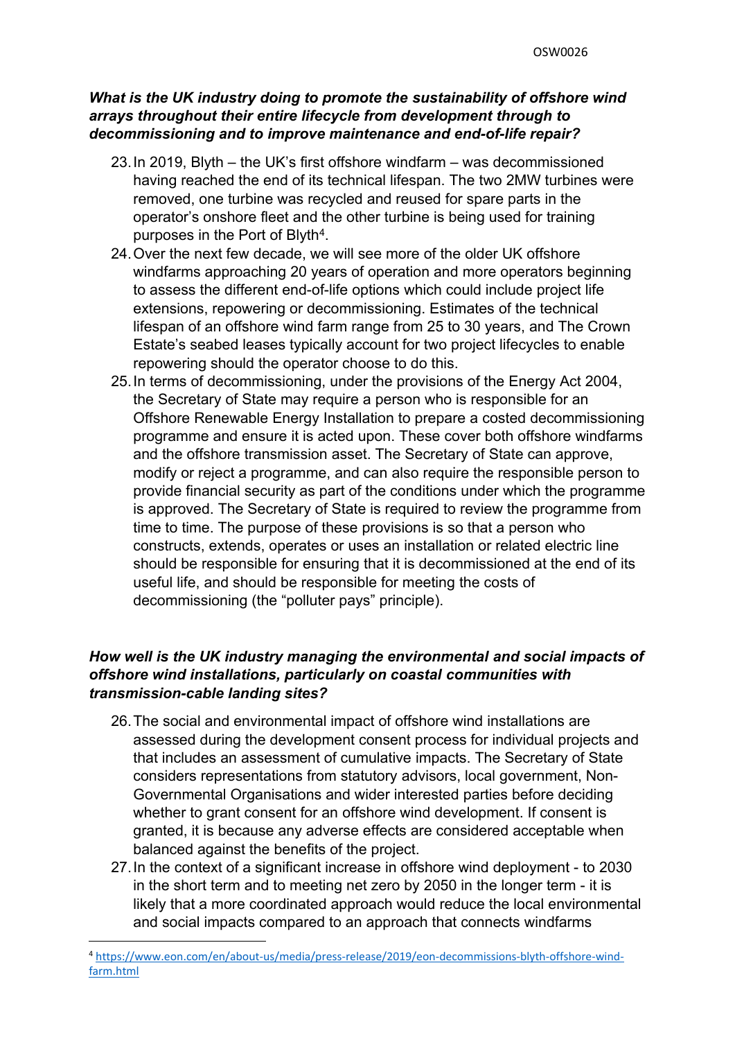***What is the UK industry doing to promote the sustainability of offshore wind arrays throughout their entire lifecycle from development through to decommissioning and to improve maintenance and end-of-life repair?***

23. In 2019, Blyth – the UK's first offshore windfarm – was decommissioned having reached the end of its technical lifespan. The two 2MW turbines were removed, one turbine was recycled and reused for spare parts in the operator's onshore fleet and the other turbine is being used for training purposes in the Port of Blyth[4].
24. Over the next few decade, we will see more of the older UK offshore windfarms approaching 20 years of operation and more operators beginning to assess the different end-of-life options which could include project life extensions, repowering or decommissioning. Estimates of the technical lifespan of an offshore wind farm range from 25 to 30 years, and The Crown Estate's seabed leases typically account for two project lifecycles to enable repowering should the operator choose to do this.
25. In terms of decommissioning, under the provisions of the Energy Act 2004, the Secretary of State may require a person who is responsible for an Offshore Renewable Energy Installation to prepare a costed decommissioning programme and ensure it is acted upon. These cover both offshore windfarms and the offshore transmission asset. The Secretary of State can approve, modify or reject a programme, and can also require the responsible person to provide financial security as part of the conditions under which the programme is approved. The Secretary of State is required to review the programme from time to time. The purpose of these provisions is so that a person who constructs, extends, operates or uses an installation or related electric line should be responsible for ensuring that it is decommissioned at the end of its useful life, and should be responsible for meeting the costs of decommissioning (the "polluter pays" principle).

***How well is the UK industry managing the environmental and social impacts of offshore wind installations, particularly on coastal communities with transmission-cable landing sites?***

26. The social and environmental impact of offshore wind installations are assessed during the development consent process for individual projects and that includes an assessment of cumulative impacts. The Secretary of State considers representations from statutory advisors, local government, Non-Governmental Organisations and wider interested parties before deciding whether to grant consent for an offshore wind development. If consent is granted, it is because any adverse effects are considered acceptable when balanced against the benefits of the project.
27. In the context of a significant increase in offshore wind deployment - to 2030 in the short term and to meeting net zero by 2050 in the longer term - it is likely that a more coordinated approach would reduce the local environmental and social impacts compared to an approach that connects windfarms

[4] https://www.eon.com/en/about-us/media/press-release/2019/eon-decommissions-blyth-offshore-wind-farm.html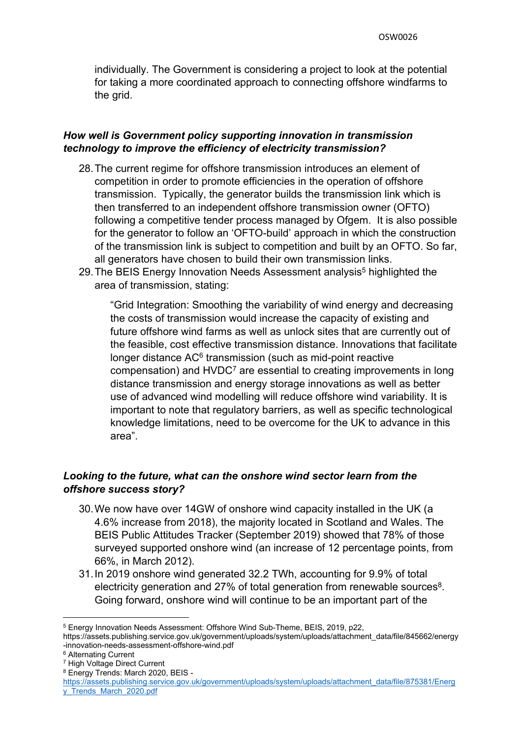individually. The Government is considering a project to look at the potential for taking a more coordinated approach to connecting offshore windfarms to the grid.

***How well is Government policy supporting innovation in transmission technology to improve the efficiency of electricity transmission?***

28. The current regime for offshore transmission introduces an element of competition in order to promote efficiencies in the operation of offshore transmission. Typically, the generator builds the transmission link which is then transferred to an independent offshore transmission owner (OFTO) following a competitive tender process managed by Ofgem. It is also possible for the generator to follow an 'OFTO-build' approach in which the construction of the transmission link is subject to competition and built by an OFTO. So far, all generators have chosen to build their own transmission links.
29. The BEIS Energy Innovation Needs Assessment analysis[5] highlighted the area of transmission, stating:

 "Grid Integration: Smoothing the variability of wind energy and decreasing the costs of transmission would increase the capacity of existing and future offshore wind farms as well as unlock sites that are currently out of the feasible, cost effective transmission distance. Innovations that facilitate longer distance AC[6] transmission (such as mid-point reactive compensation) and HVDC[7] are essential to creating improvements in long distance transmission and energy storage innovations as well as better use of advanced wind modelling will reduce offshore wind variability. It is important to note that regulatory barriers, as well as specific technological knowledge limitations, need to be overcome for the UK to advance in this area".

***Looking to the future, what can the onshore wind sector learn from the offshore success story?***

30. We now have over 14GW of onshore wind capacity installed in the UK (a 4.6% increase from 2018), the majority located in Scotland and Wales. The BEIS Public Attitudes Tracker (September 2019) showed that 78% of those surveyed supported onshore wind (an increase of 12 percentage points, from 66%, in March 2012).
31. In 2019 onshore wind generated 32.2 TWh, accounting for 9.9% of total electricity generation and 27% of total generation from renewable sources[8]. Going forward, onshore wind will continue to be an important part of the

---

[5] Energy Innovation Needs Assessment: Offshore Wind Sub-Theme, BEIS, 2019, p22, https://assets.publishing.service.gov.uk/government/uploads/system/uploads/attachment_data/file/845662/energy-innovation-needs-assessment-offshore-wind.pdf

[6] Alternating Current

[7] High Voltage Direct Current

[8] Energy Trends: March 2020, BEIS - https://assets.publishing.service.gov.uk/government/uploads/system/uploads/attachment_data/file/875381/Energy_Trends_March_2020.pdf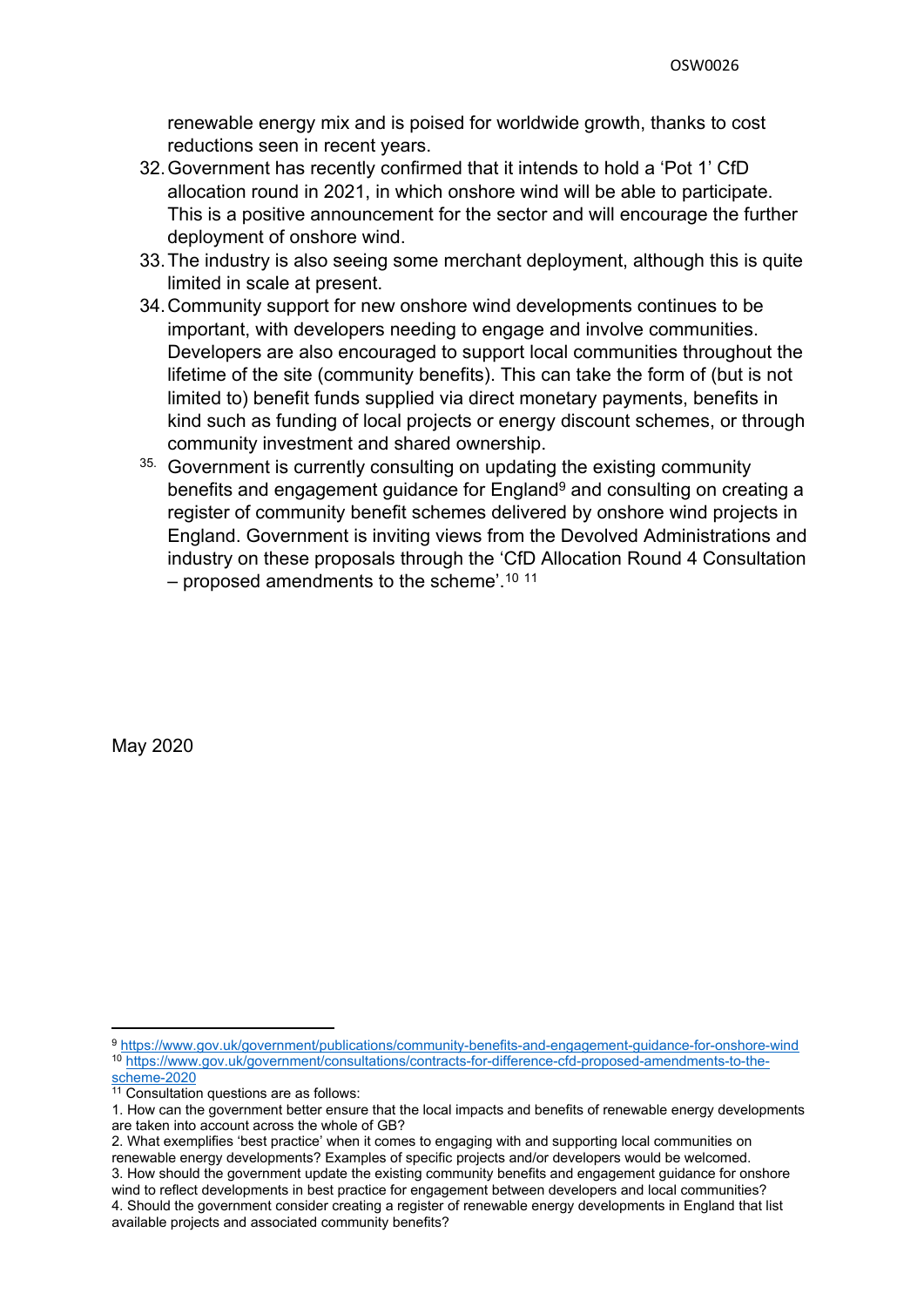renewable energy mix and is poised for worldwide growth, thanks to cost reductions seen in recent years.

32. Government has recently confirmed that it intends to hold a 'Pot 1' CfD allocation round in 2021, in which onshore wind will be able to participate. This is a positive announcement for the sector and will encourage the further deployment of onshore wind.
33. The industry is also seeing some merchant deployment, although this is quite limited in scale at present.
34. Community support for new onshore wind developments continues to be important, with developers needing to engage and involve communities. Developers are also encouraged to support local communities throughout the lifetime of the site (community benefits). This can take the form of (but is not limited to) benefit funds supplied via direct monetary payments, benefits in kind such as funding of local projects or energy discount schemes, or through community investment and shared ownership.
35. Government is currently consulting on updating the existing community benefits and engagement guidance for England[9] and consulting on creating a register of community benefit schemes delivered by onshore wind projects in England. Government is inviting views from the Devolved Administrations and industry on these proposals through the 'CfD Allocation Round 4 Consultation – proposed amendments to the scheme'.[10] [11]

May 2020

---

[9] https://www.gov.uk/government/publications/community-benefits-and-engagement-guidance-for-onshore-wind

[10] https://www.gov.uk/government/consultations/contracts-for-difference-cfd-proposed-amendments-to-the-scheme-2020

[11] Consultation questions are as follows:
1. How can the government better ensure that the local impacts and benefits of renewable energy developments are taken into account across the whole of GB?
2. What exemplifies 'best practice' when it comes to engaging with and supporting local communities on renewable energy developments? Examples of specific projects and/or developers would be welcomed.
3. How should the government update the existing community benefits and engagement guidance for onshore wind to reflect developments in best practice for engagement between developers and local communities?
4. Should the government consider creating a register of renewable energy developments in England that list available projects and associated community benefits?